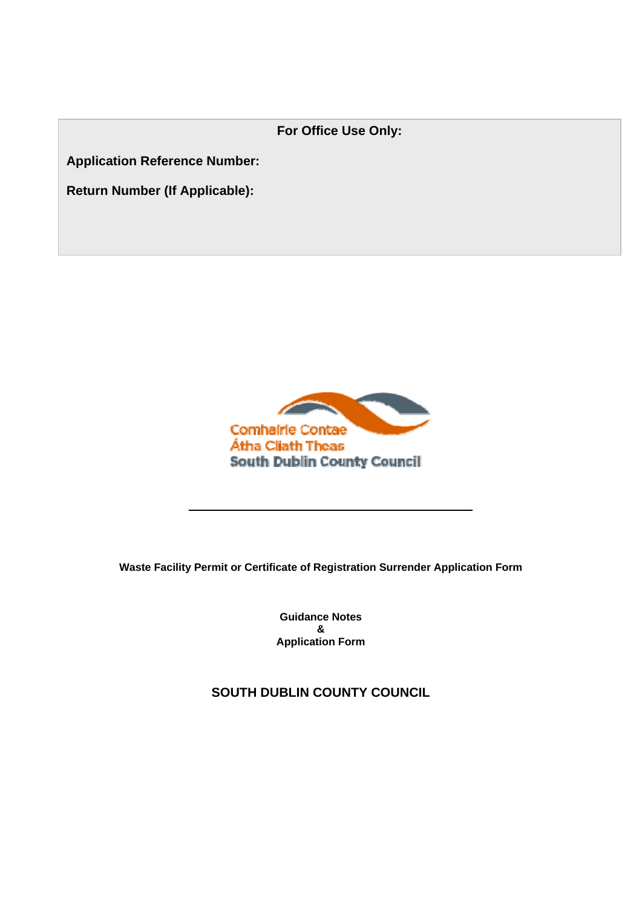**For Office Use Only:**

**Application Reference Number:**

**Return Number (If Applicable):**

Comhairle Contae
Átha Cliath Theas
South Dublin County Council

**Waste Facility Permit or Certificate of Registration Surrender Application Form**

**Guidance Notes**
**&**
**Application Form**

**SOUTH DUBLIN COUNTY COUNCIL**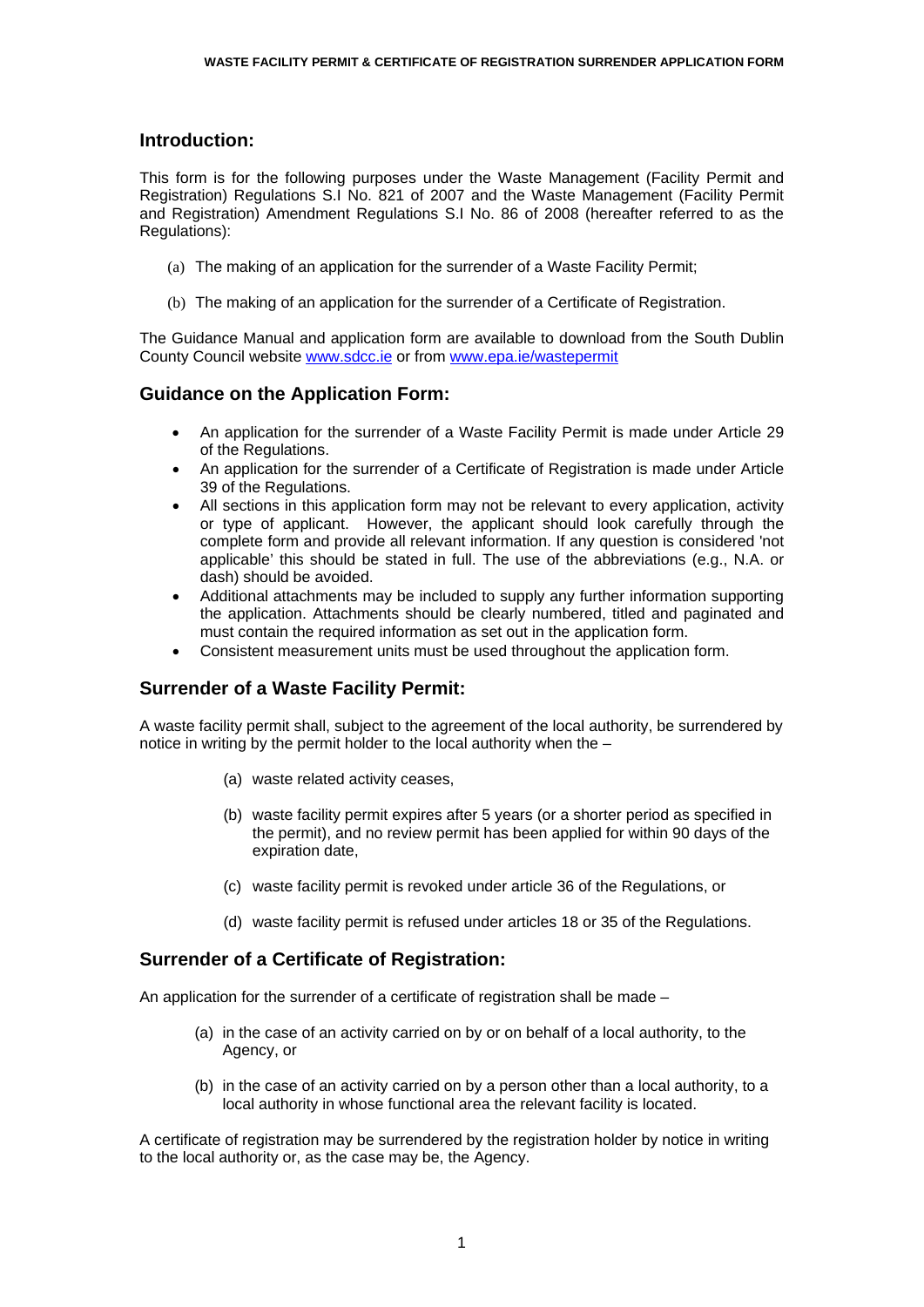## Introduction:

This form is for the following purposes under the Waste Management (Facility Permit and Registration) Regulations S.I No. 821 of 2007 and the Waste Management (Facility Permit and Registration) Amendment Regulations S.I No. 86 of 2008 (hereafter referred to as the Regulations):

(a) The making of an application for the surrender of a Waste Facility Permit;

(b) The making of an application for the surrender of a Certificate of Registration.

The Guidance Manual and application form are available to download from the South Dublin County Council website www.sdcc.ie or from www.epa.ie/wastepermit

## Guidance on the Application Form:

- An application for the surrender of a Waste Facility Permit is made under Article 29 of the Regulations.
- An application for the surrender of a Certificate of Registration is made under Article 39 of the Regulations.
- All sections in this application form may not be relevant to every application, activity or type of applicant. However, the applicant should look carefully through the complete form and provide all relevant information. If any question is considered 'not applicable' this should be stated in full. The use of the abbreviations (e.g., N.A. or dash) should be avoided.
- Additional attachments may be included to supply any further information supporting the application. Attachments should be clearly numbered, titled and paginated and must contain the required information as set out in the application form.
- Consistent measurement units must be used throughout the application form.

## Surrender of a Waste Facility Permit:

A waste facility permit shall, subject to the agreement of the local authority, be surrendered by notice in writing by the permit holder to the local authority when the –

(a) waste related activity ceases,

(b) waste facility permit expires after 5 years (or a shorter period as specified in the permit), and no review permit has been applied for within 90 days of the expiration date,

(c) waste facility permit is revoked under article 36 of the Regulations, or

(d) waste facility permit is refused under articles 18 or 35 of the Regulations.

## Surrender of a Certificate of Registration:

An application for the surrender of a certificate of registration shall be made –

(a) in the case of an activity carried on by or on behalf of a local authority, to the Agency, or

(b) in the case of an activity carried on by a person other than a local authority, to a local authority in whose functional area the relevant facility is located.

A certificate of registration may be surrendered by the registration holder by notice in writing to the local authority or, as the case may be, the Agency.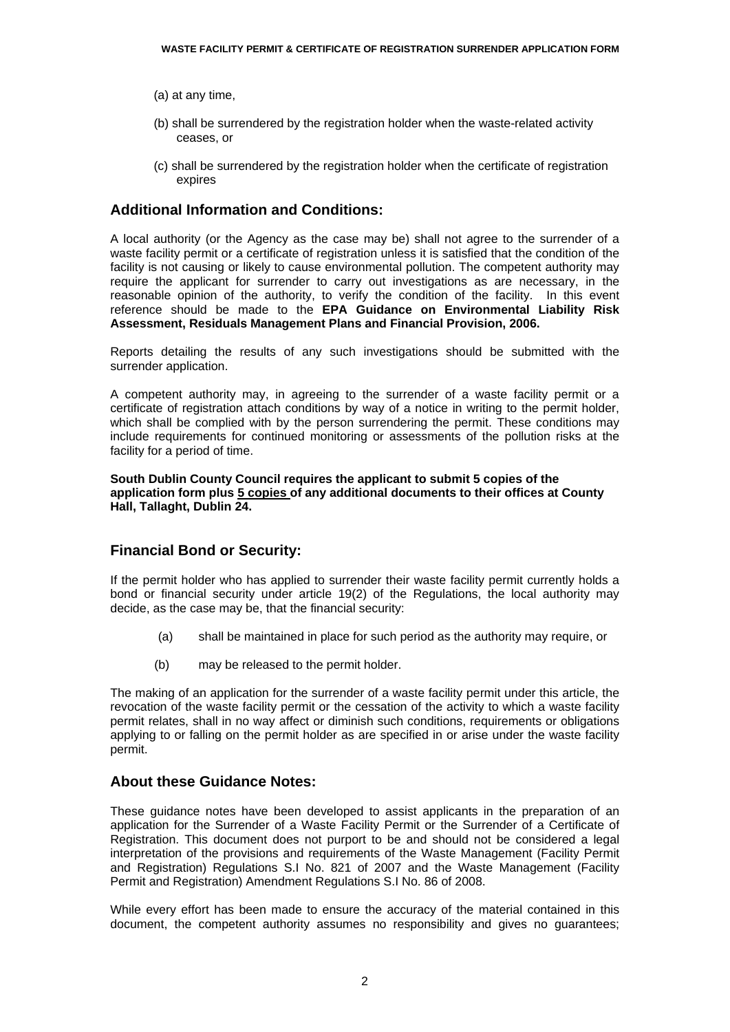(a) at any time,

(b) shall be surrendered by the registration holder when the waste-related activity ceases, or

(c) shall be surrendered by the registration holder when the certificate of registration expires

## Additional Information and Conditions:

A local authority (or the Agency as the case may be) shall not agree to the surrender of a waste facility permit or a certificate of registration unless it is satisfied that the condition of the facility is not causing or likely to cause environmental pollution. The competent authority may require the applicant for surrender to carry out investigations as are necessary, in the reasonable opinion of the authority, to verify the condition of the facility. In this event reference should be made to the **EPA Guidance on Environmental Liability Risk Assessment, Residuals Management Plans and Financial Provision, 2006.**

Reports detailing the results of any such investigations should be submitted with the surrender application.

A competent authority may, in agreeing to the surrender of a waste facility permit or a certificate of registration attach conditions by way of a notice in writing to the permit holder, which shall be complied with by the person surrendering the permit. These conditions may include requirements for continued monitoring or assessments of the pollution risks at the facility for a period of time.

**South Dublin County Council requires the applicant to submit 5 copies of the application form plus <u>5 copies</u> of any additional documents to their offices at County Hall, Tallaght, Dublin 24.**

## Financial Bond or Security:

If the permit holder who has applied to surrender their waste facility permit currently holds a bond or financial security under article 19(2) of the Regulations, the local authority may decide, as the case may be, that the financial security:

(a) shall be maintained in place for such period as the authority may require, or

(b) may be released to the permit holder.

The making of an application for the surrender of a waste facility permit under this article, the revocation of the waste facility permit or the cessation of the activity to which a waste facility permit relates, shall in no way affect or diminish such conditions, requirements or obligations applying to or falling on the permit holder as are specified in or arise under the waste facility permit.

## About these Guidance Notes:

These guidance notes have been developed to assist applicants in the preparation of an application for the Surrender of a Waste Facility Permit or the Surrender of a Certificate of Registration. This document does not purport to be and should not be considered a legal interpretation of the provisions and requirements of the Waste Management (Facility Permit and Registration) Regulations S.I No. 821 of 2007 and the Waste Management (Facility Permit and Registration) Amendment Regulations S.I No. 86 of 2008.

While every effort has been made to ensure the accuracy of the material contained in this document, the competent authority assumes no responsibility and gives no guarantees;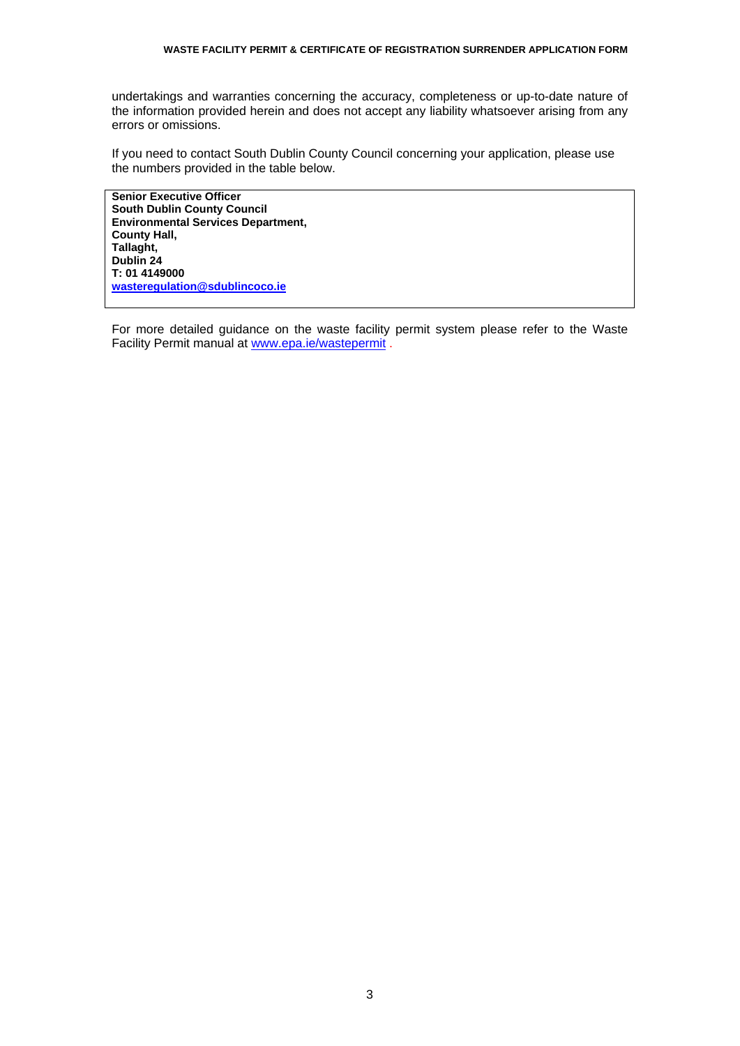undertakings and warranties concerning the accuracy, completeness or up-to-date nature of the information provided herein and does not accept any liability whatsoever arising from any errors or omissions.

If you need to contact South Dublin County Council concerning your application, please use the numbers provided in the table below.

| |
|---|
| **Senior Executive Officer**<br>**South Dublin County Council**<br>**Environmental Services Department,**<br>**County Hall,**<br>**Tallaght,**<br>**Dublin 24**<br>**T: 01 4149000**<br>**wasteregulation@sdublincoco.ie** |

For more detailed guidance on the waste facility permit system please refer to the Waste Facility Permit manual at www.epa.ie/wastepermit .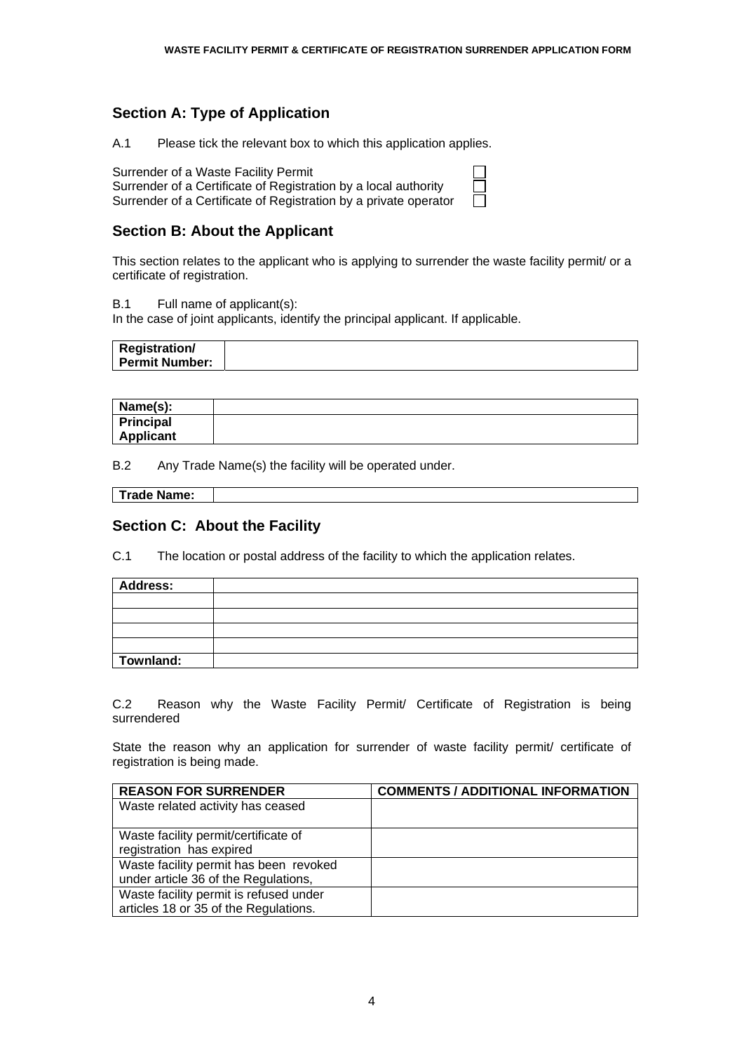## Section A: Type of Application

A.1 Please tick the relevant box to which this application applies.

Surrender of a Waste Facility Permit ☐
Surrender of a Certificate of Registration by a local authority ☐
Surrender of a Certificate of Registration by a private operator ☐

## Section B: About the Applicant

This section relates to the applicant who is applying to surrender the waste facility permit/ or a certificate of registration.

B.1 Full name of applicant(s):
In the case of joint applicants, identify the principal applicant. If applicable.

| | |
|---|---|
| **Registration/ Permit Number:** | |

| | |
|---|---|
| **Name(s):** | |
| **Principal Applicant** | |

B.2 Any Trade Name(s) the facility will be operated under.

| | |
|---|---|
| **Trade Name:** | |

## Section C: About the Facility

C.1 The location or postal address of the facility to which the application relates.

| | |
|---|---|
| **Address:** | |
| | |
| | |
| | |
| | |
| **Townland:** | |

C.2 Reason why the Waste Facility Permit/ Certificate of Registration is being surrendered

State the reason why an application for surrender of waste facility permit/ certificate of registration is being made.

| REASON FOR SURRENDER | COMMENTS / ADDITIONAL INFORMATION |
|---|---|
| Waste related activity has ceased | |
| Waste facility permit/certificate of registration has expired | |
| Waste facility permit has been revoked under article 36 of the Regulations, | |
| Waste facility permit is refused under articles 18 or 35 of the Regulations. | |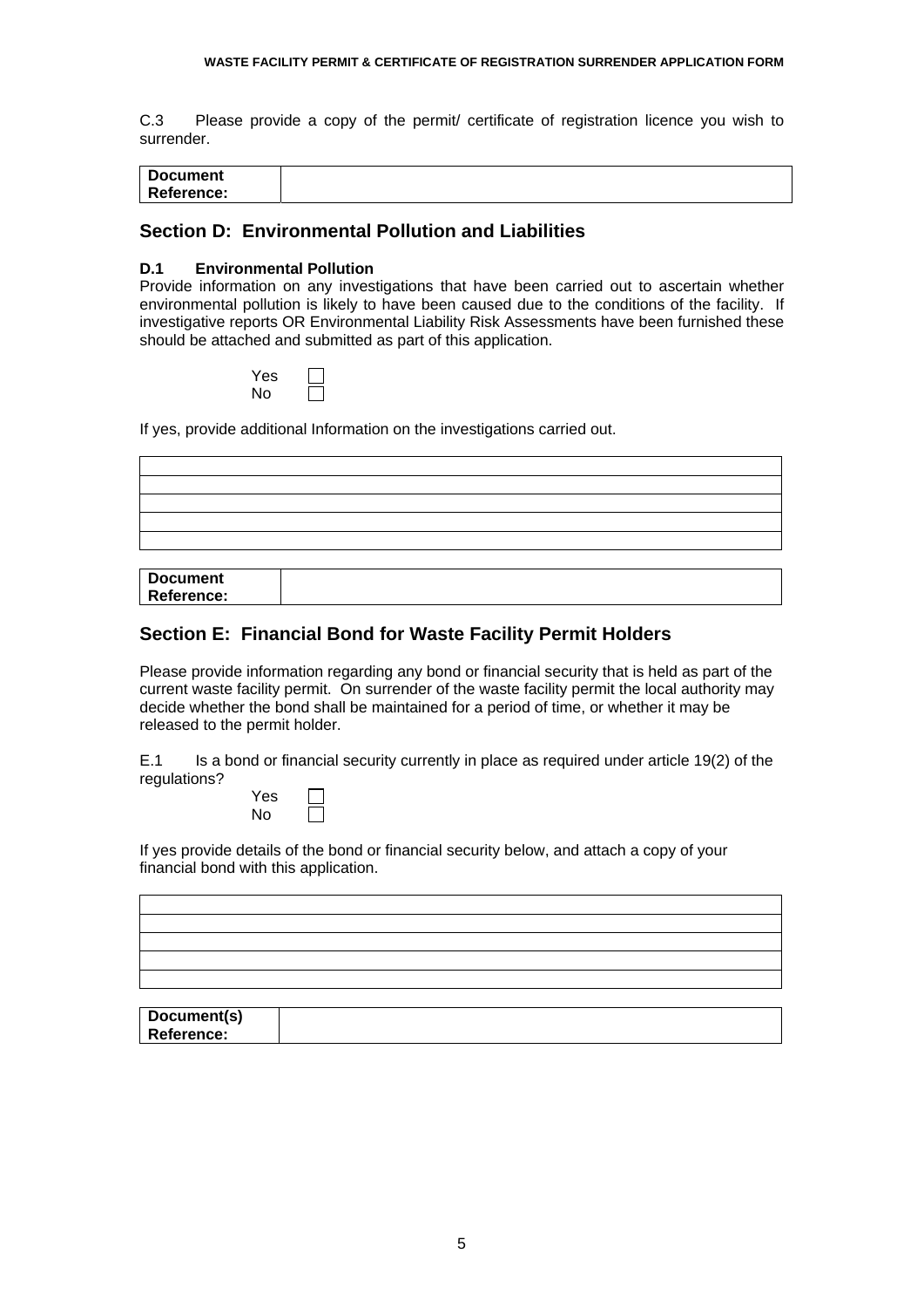C.3 Please provide a copy of the permit/ certificate of registration licence you wish to surrender.

| | |
|---|---|
| **Document Reference:** | |

## Section D: Environmental Pollution and Liabilities

**D.1 Environmental Pollution**

Provide information on any investigations that have been carried out to ascertain whether environmental pollution is likely to have been caused due to the conditions of the facility. If investigative reports OR Environmental Liability Risk Assessments have been furnished these should be attached and submitted as part of this application.

Yes ☐
No ☐

If yes, provide additional Information on the investigations carried out.

| |
|---|
| |
| |
| |
| |
| |

| | |
|---|---|
| **Document Reference:** | |

## Section E: Financial Bond for Waste Facility Permit Holders

Please provide information regarding any bond or financial security that is held as part of the current waste facility permit. On surrender of the waste facility permit the local authority may decide whether the bond shall be maintained for a period of time, or whether it may be released to the permit holder.

E.1 Is a bond or financial security currently in place as required under article 19(2) of the regulations?

Yes ☐
No ☐

If yes provide details of the bond or financial security below, and attach a copy of your financial bond with this application.

| |
|---|
| |
| |
| |
| |
| |

| | |
|---|---|
| **Document(s) Reference:** | |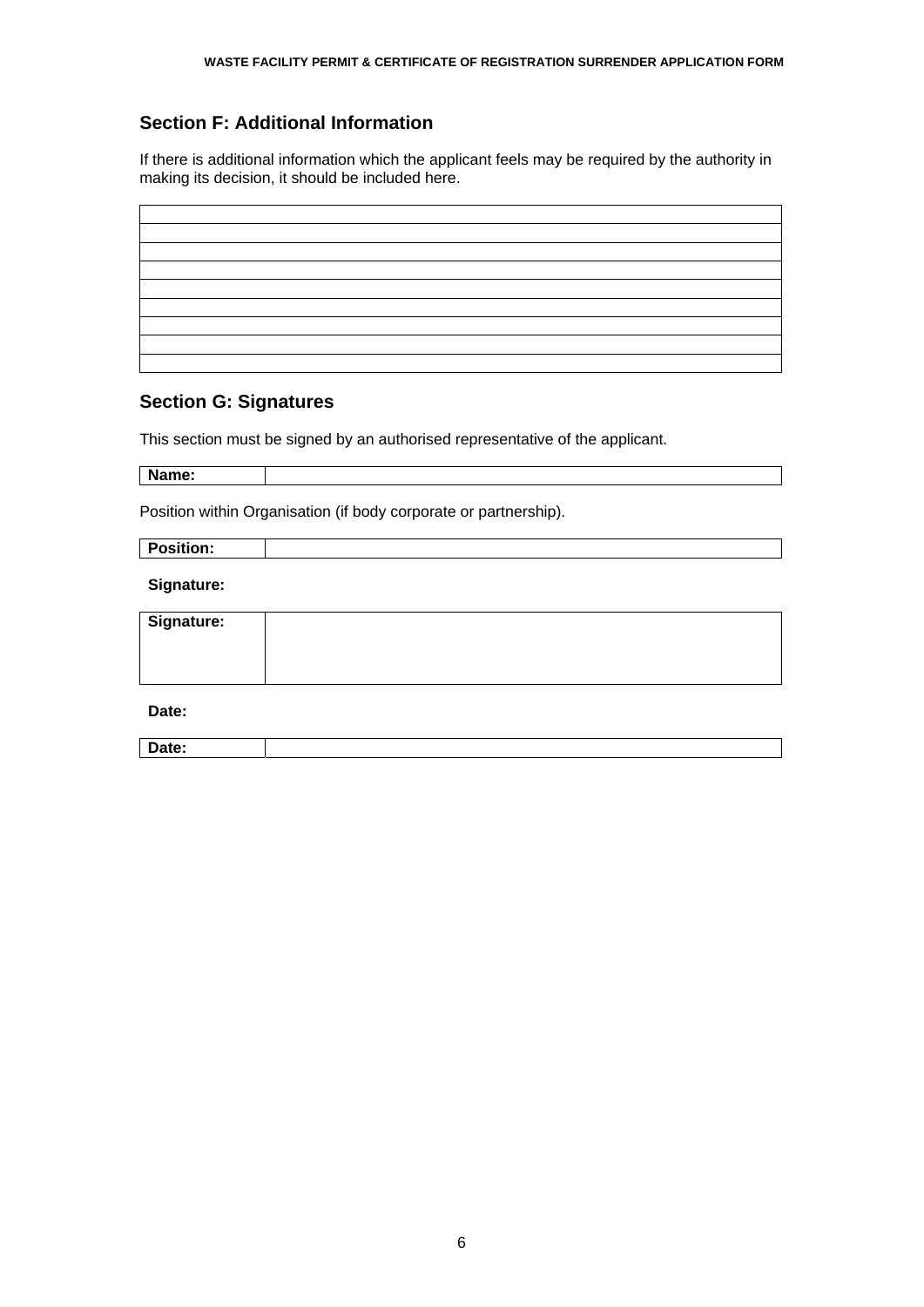## Section F: Additional Information

If there is additional information which the applicant feels may be required by the authority in making its decision, it should be included here.

| |
|---|
| |
| |
| |
| |
| |
| |
| |
| |

## Section G: Signatures

This section must be signed by an authorised representative of the applicant.

| | |
|---|---|
| **Name:** | |

Position within Organisation (if body corporate or partnership).

| | |
|---|---|
| **Position:** | |

**Signature:**

| | |
|---|---|
| **Signature:** | |

**Date:**

| | |
|---|---|
| **Date:** | |